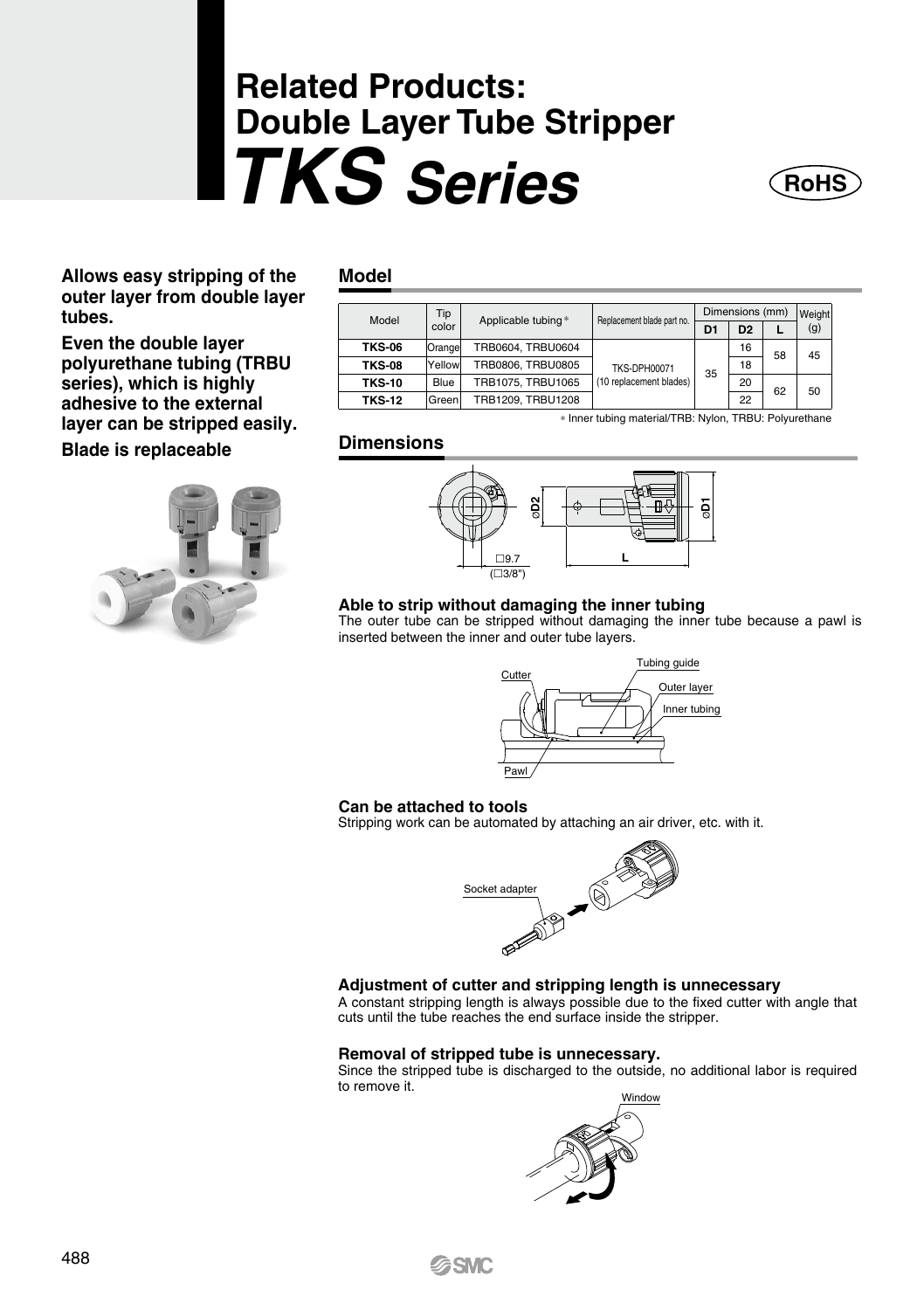# Related Products: Double Layer Tube Stripper

# *TKS Series*

RoHS

**Allows easy stripping of the outer layer from double layer tubes.**

**Even the double layer polyurethane tubing (TRBU series), which is highly adhesive to the external layer can be stripped easily.**

**Blade is replaceable**

## Model

| Model | Tip color | Applicable tubing* | Replacement blade part no. | Dimensions (mm) | | | Weight (g) |
|---|---|---|---|---|---|---|---|
| | | | | D1 | D2 | L | |
| **TKS-06** | Orange | TRB0604, TRBU0604 | TKS-DPH00071 (10 replacement blades) | 35 | 16 | 58 | 45 |
| **TKS-08** | Yellow | TRB0806, TRBU0805 | | | 18 | | |
| **TKS-10** | Blue | TRB1075, TRBU1065 | | | 20 | 62 | 50 |
| **TKS-12** | Green | TRB1209, TRBU1208 | | | 22 | | |

* Inner tubing material/TRB: Nylon, TRBU: Polyurethane

## Dimensions

□9.7 (□3/8")

### Able to strip without damaging the inner tubing

The outer tube can be stripped without damaging the inner tube because a pawl is inserted between the inner and outer tube layers.

### Can be attached to tools

Stripping work can be automated by attaching an air driver, etc. with it.

### Adjustment of cutter and stripping length is unnecessary

A constant stripping length is always possible due to the fixed cutter with angle that cuts until the tube reaches the end surface inside the stripper.

### Removal of stripped tube is unnecessary.

Since the stripped tube is discharged to the outside, no additional labor is required to remove it.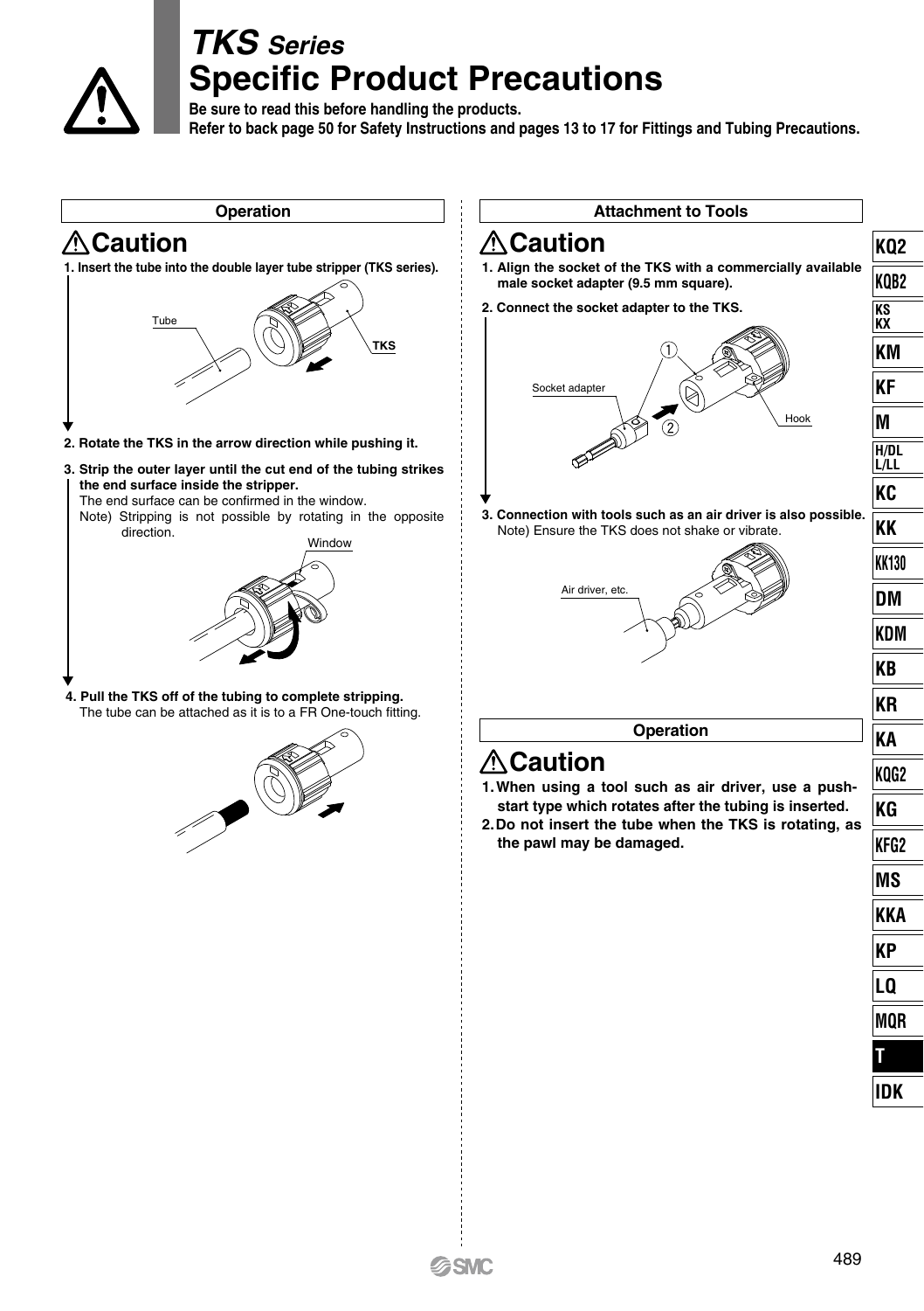# TKS Series
# Specific Product Precautions

**Be sure to read this before handling the products.**
**Refer to back page 50 for Safety Instructions and pages 13 to 17 for Fittings and Tubing Precautions.**

## Operation

### ⚠ Caution

1. **Insert the tube into the double layer tube stripper (TKS series).**

Tube

TKS

2. **Rotate the TKS in the arrow direction while pushing it.**

3. **Strip the outer layer until the cut end of the tubing strikes the end surface inside the stripper.**
   The end surface can be confirmed in the window.
   Note) Stripping is not possible by rotating in the opposite direction.

Window

4. **Pull the TKS off of the tubing to complete stripping.**
   The tube can be attached as it is to a FR One-touch fitting.

## Attachment to Tools

### ⚠ Caution

1. **Align the socket of the TKS with a commercially available male socket adapter (9.5 mm square).**
2. **Connect the socket adapter to the TKS.**

①
②
Socket adapter
Hook

3. **Connection with tools such as an air driver is also possible.**
   Note) Ensure the TKS does not shake or vibrate.

Air driver, etc.

## Operation

### ⚠ Caution

1. **When using a tool such as air driver, use a push-start type which rotates after the tubing is inserted.**
2. **Do not insert the tube when the TKS is rotating, as the pawl may be damaged.**